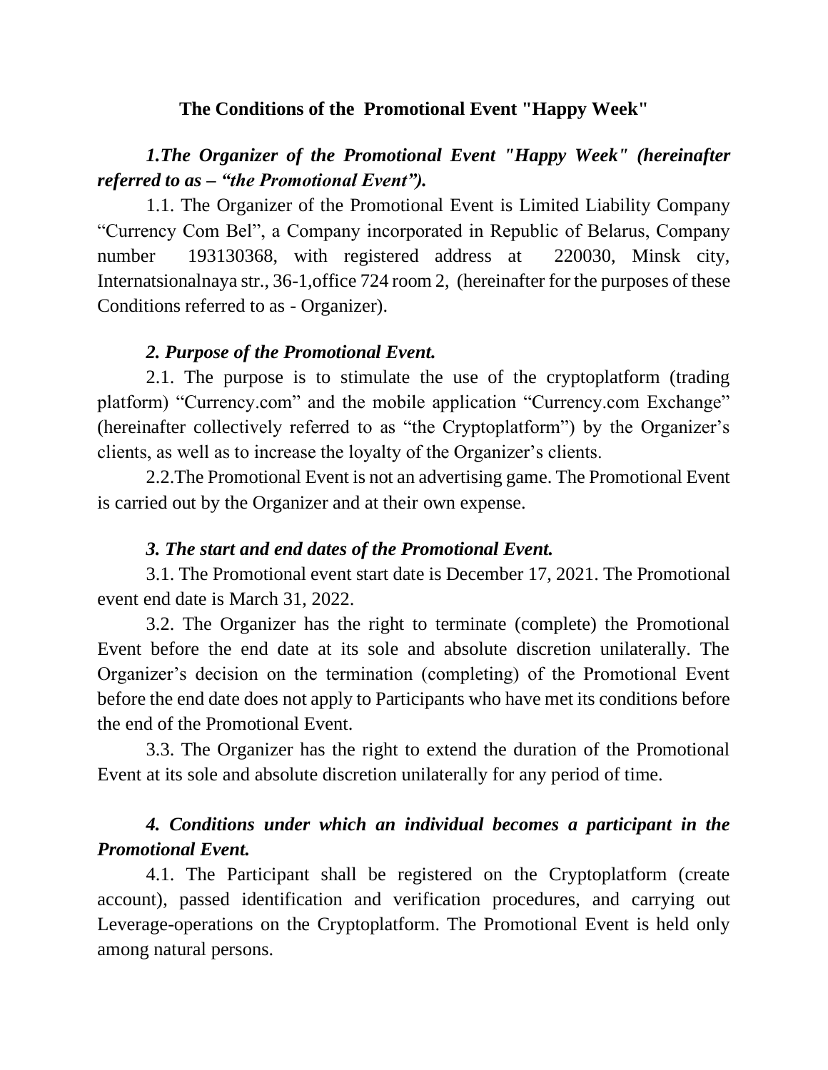# The Conditions of the  Promotional Event "Happy Week"

***1.The Organizer of the Promotional Event "Happy Week" (hereinafter referred to as – "the Promotional Event").***

1.1. The Organizer of the Promotional Event is Limited Liability Company "Currency Com Bel", a Company incorporated in Republic of Belarus, Company number 193130368, with registered address at 220030, Minsk city, Internatsionalnaya str., 36-1,office 724 room 2, (hereinafter for the purposes of these Conditions referred to as - Organizer).

***2. Purpose of the Promotional Event.***

2.1. The purpose is to stimulate the use of the cryptoplatform (trading platform) "Currency.com" and the mobile application "Currency.com Exchange" (hereinafter collectively referred to as "the Cryptoplatform") by the Organizer's clients, as well as to increase the loyalty of the Organizer's clients.

2.2.The Promotional Event is not an advertising game. The Promotional Event is carried out by the Organizer and at their own expense.

***3. The start and end dates of the Promotional Event.***

3.1. The Promotional event start date is December 17, 2021. The Promotional event end date is March 31, 2022.

3.2. The Organizer has the right to terminate (complete) the Promotional Event before the end date at its sole and absolute discretion unilaterally. The Organizer's decision on the termination (completing) of the Promotional Event before the end date does not apply to Participants who have met its conditions before the end of the Promotional Event.

3.3. The Organizer has the right to extend the duration of the Promotional Event at its sole and absolute discretion unilaterally for any period of time.

***4. Conditions under which an individual becomes a participant in the Promotional Event.***

4.1. The Participant shall be registered on the Cryptoplatform (create account), passed identification and verification procedures, and carrying out Leverage-operations on the Cryptoplatform. The Promotional Event is held only among natural persons.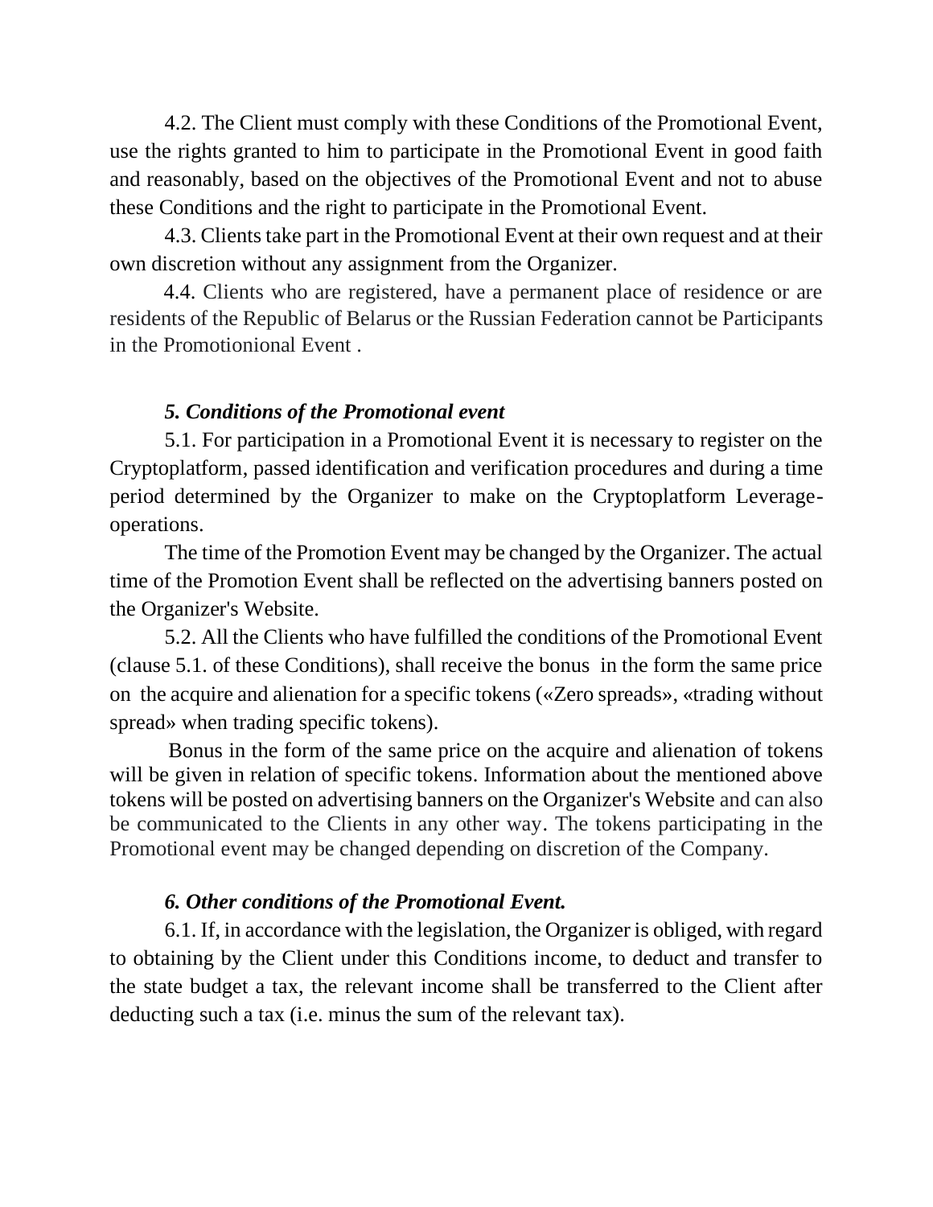4.2. The Client must comply with these Conditions of the Promotional Event, use the rights granted to him to participate in the Promotional Event in good faith and reasonably, based on the objectives of the Promotional Event and not to abuse these Conditions and the right to participate in the Promotional Event.

4.3. Clients take part in the Promotional Event at their own request and at their own discretion without any assignment from the Organizer.

4.4. Clients who are registered, have a permanent place of residence or are residents of the Republic of Belarus or the Russian Federation cannot be Participants in the Promotionional Event .

### *5. Conditions of the Promotional event*

5.1. For participation in a Promotional Event it is necessary to register on the Cryptoplatform, passed identification and verification procedures and during a time period determined by the Organizer to make on the Cryptoplatform Leverage-operations.

The time of the Promotion Event may be changed by the Organizer. The actual time of the Promotion Event shall be reflected on the advertising banners posted on the Organizer's Website.

5.2. All the Clients who have fulfilled the conditions of the Promotional Event (clause 5.1. of these Conditions), shall receive the bonus in the form the same price on the acquire and alienation for a specific tokens («Zero spreads», «trading without spread» when trading specific tokens).

Bonus in the form of the same price on the acquire and alienation of tokens will be given in relation of specific tokens. Information about the mentioned above tokens will be posted on advertising banners on the Organizer's Website and can also be communicated to the Clients in any other way. The tokens participating in the Promotional event may be changed depending on discretion of the Company.

### *6. Other conditions of the Promotional Event.*

6.1. If, in accordance with the legislation, the Organizer is obliged, with regard to obtaining by the Client under this Conditions income, to deduct and transfer to the state budget a tax, the relevant income shall be transferred to the Client after deducting such a tax (i.e. minus the sum of the relevant tax).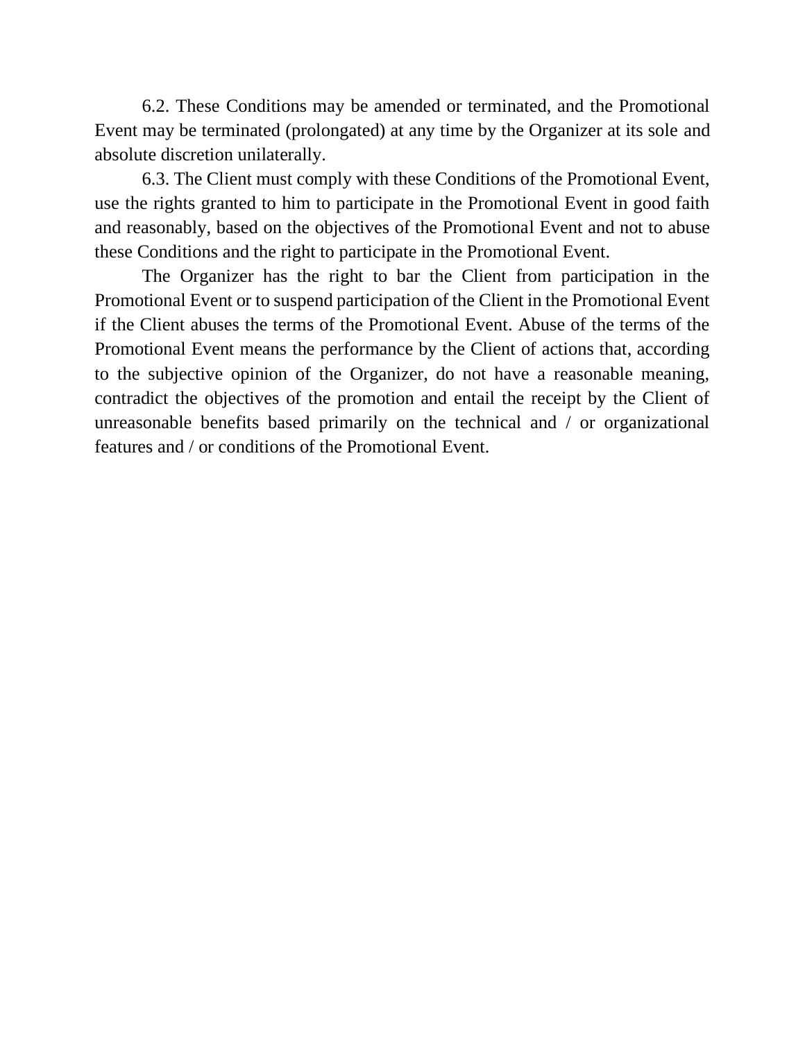6.2. These Conditions may be amended or terminated, and the Promotional Event may be terminated (prolongated) at any time by the Organizer at its sole and absolute discretion unilaterally.

6.3. The Client must comply with these Conditions of the Promotional Event, use the rights granted to him to participate in the Promotional Event in good faith and reasonably, based on the objectives of the Promotional Event and not to abuse these Conditions and the right to participate in the Promotional Event.

The Organizer has the right to bar the Client from participation in the Promotional Event or to suspend participation of the Client in the Promotional Event if the Client abuses the terms of the Promotional Event. Abuse of the terms of the Promotional Event means the performance by the Client of actions that, according to the subjective opinion of the Organizer, do not have a reasonable meaning, contradict the objectives of the promotion and entail the receipt by the Client of unreasonable benefits based primarily on the technical and / or organizational features and / or conditions of the Promotional Event.